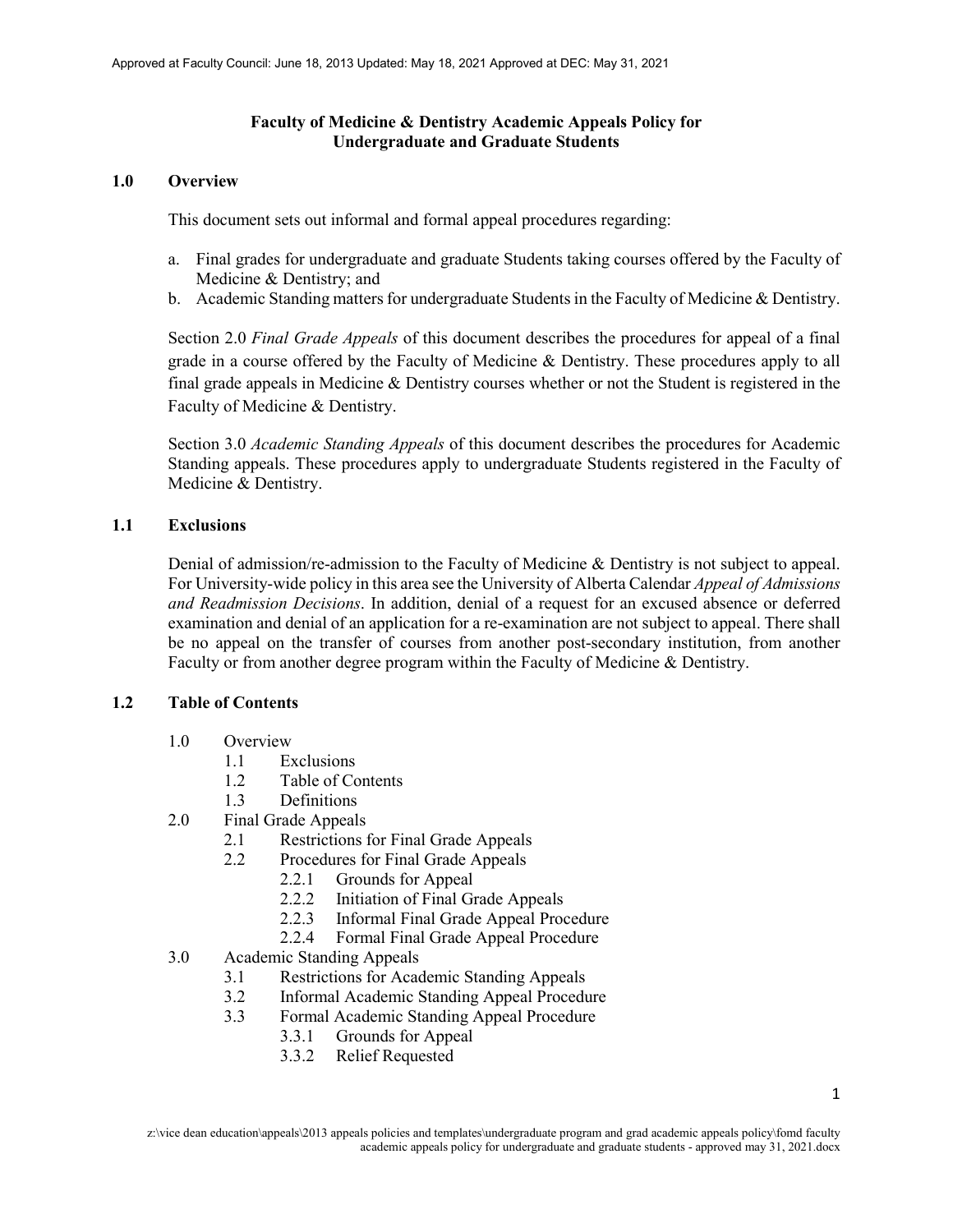Approved at Faculty Council: June 18, 2013 Updated: May 18, 2021 Approved at DEC: May 31, 2021

# Faculty of Medicine & Dentistry Academic Appeals Policy for Undergraduate and Graduate Students

## 1.0 Overview

This document sets out informal and formal appeal procedures regarding:

a. Final grades for undergraduate and graduate Students taking courses offered by the Faculty of Medicine & Dentistry; and
b. Academic Standing matters for undergraduate Students in the Faculty of Medicine & Dentistry.

Section 2.0 *Final Grade Appeals* of this document describes the procedures for appeal of a final grade in a course offered by the Faculty of Medicine & Dentistry. These procedures apply to all final grade appeals in Medicine & Dentistry courses whether or not the Student is registered in the Faculty of Medicine & Dentistry.

Section 3.0 *Academic Standing Appeals* of this document describes the procedures for Academic Standing appeals. These procedures apply to undergraduate Students registered in the Faculty of Medicine & Dentistry.

## 1.1 Exclusions

Denial of admission/re-admission to the Faculty of Medicine & Dentistry is not subject to appeal. For University-wide policy in this area see the University of Alberta Calendar *Appeal of Admissions and Readmission Decisions*. In addition, denial of a request for an excused absence or deferred examination and denial of an application for a re-examination are not subject to appeal. There shall be no appeal on the transfer of courses from another post-secondary institution, from another Faculty or from another degree program within the Faculty of Medicine & Dentistry.

## 1.2 Table of Contents

- 1.0 Overview
  - 1.1 Exclusions
  - 1.2 Table of Contents
  - 1.3 Definitions
- 2.0 Final Grade Appeals
  - 2.1 Restrictions for Final Grade Appeals
  - 2.2 Procedures for Final Grade Appeals
    - 2.2.1 Grounds for Appeal
    - 2.2.2 Initiation of Final Grade Appeals
    - 2.2.3 Informal Final Grade Appeal Procedure
    - 2.2.4 Formal Final Grade Appeal Procedure
- 3.0 Academic Standing Appeals
  - 3.1 Restrictions for Academic Standing Appeals
  - 3.2 Informal Academic Standing Appeal Procedure
  - 3.3 Formal Academic Standing Appeal Procedure
    - 3.3.1 Grounds for Appeal
    - 3.3.2 Relief Requested

z:\vice dean education\appeals\2013 appeals policies and templates\undergraduate program and grad academic appeals policy\fomd faculty academic appeals policy for undergraduate and graduate students - approved may 31, 2021.docx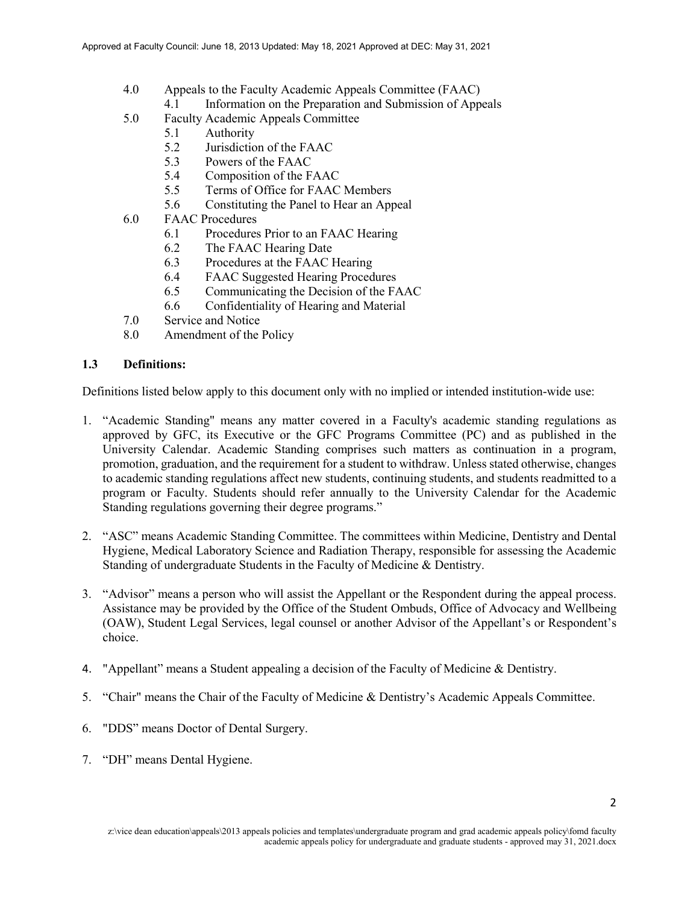- 4.0 Appeals to the Faculty Academic Appeals Committee (FAAC)
  - 4.1 Information on the Preparation and Submission of Appeals
- 5.0 Faculty Academic Appeals Committee
  - 5.1 Authority
  - 5.2 Jurisdiction of the FAAC
  - 5.3 Powers of the FAAC
  - 5.4 Composition of the FAAC
  - 5.5 Terms of Office for FAAC Members
  - 5.6 Constituting the Panel to Hear an Appeal
- 6.0 FAAC Procedures
  - 6.1 Procedures Prior to an FAAC Hearing
  - 6.2 The FAAC Hearing Date
  - 6.3 Procedures at the FAAC Hearing
  - 6.4 FAAC Suggested Hearing Procedures
  - 6.5 Communicating the Decision of the FAAC
  - 6.6 Confidentiality of Hearing and Material
- 7.0 Service and Notice
- 8.0 Amendment of the Policy

### 1.3 Definitions:

Definitions listed below apply to this document only with no implied or intended institution-wide use:

1. "Academic Standing" means any matter covered in a Faculty's academic standing regulations as approved by GFC, its Executive or the GFC Programs Committee (PC) and as published in the University Calendar. Academic Standing comprises such matters as continuation in a program, promotion, graduation, and the requirement for a student to withdraw. Unless stated otherwise, changes to academic standing regulations affect new students, continuing students, and students readmitted to a program or Faculty. Students should refer annually to the University Calendar for the Academic Standing regulations governing their degree programs."
2. "ASC" means Academic Standing Committee. The committees within Medicine, Dentistry and Dental Hygiene, Medical Laboratory Science and Radiation Therapy, responsible for assessing the Academic Standing of undergraduate Students in the Faculty of Medicine & Dentistry.
3. "Advisor" means a person who will assist the Appellant or the Respondent during the appeal process. Assistance may be provided by the Office of the Student Ombuds, Office of Advocacy and Wellbeing (OAW), Student Legal Services, legal counsel or another Advisor of the Appellant's or Respondent's choice.
4. "Appellant" means a Student appealing a decision of the Faculty of Medicine & Dentistry.
5. "Chair" means the Chair of the Faculty of Medicine & Dentistry's Academic Appeals Committee.
6. "DDS" means Doctor of Dental Surgery.
7. "DH" means Dental Hygiene.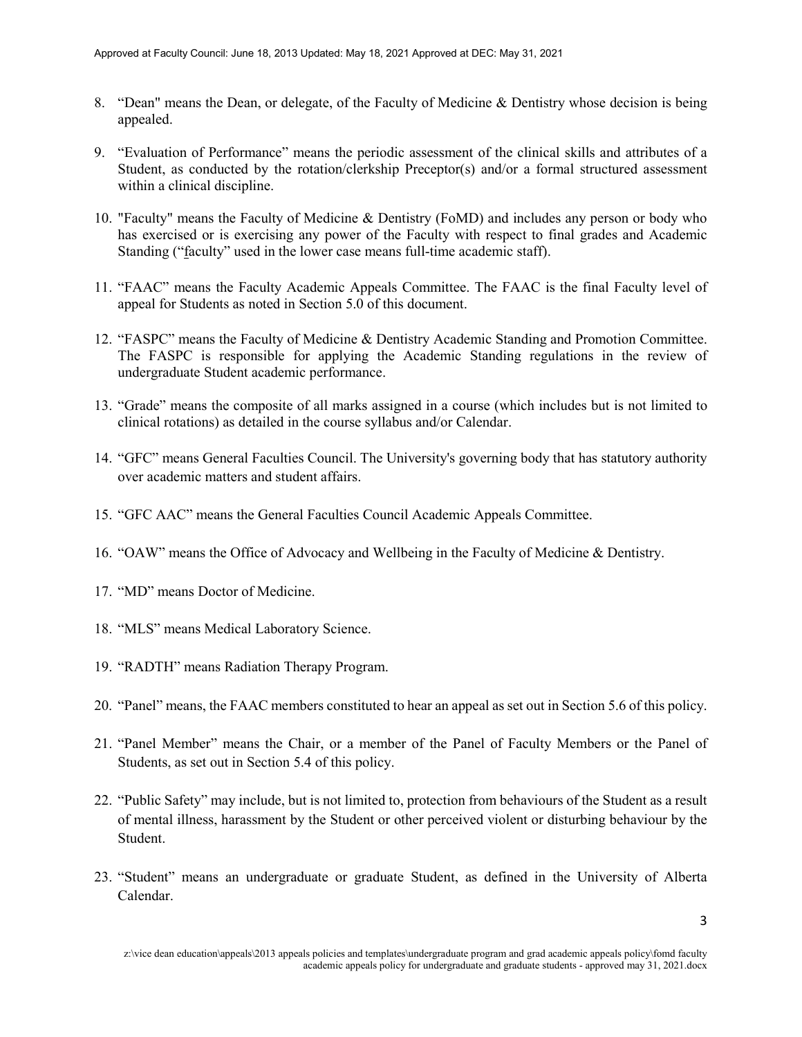8. "Dean" means the Dean, or delegate, of the Faculty of Medicine & Dentistry whose decision is being appealed.

9. "Evaluation of Performance" means the periodic assessment of the clinical skills and attributes of a Student, as conducted by the rotation/clerkship Preceptor(s) and/or a formal structured assessment within a clinical discipline.

10. "Faculty" means the Faculty of Medicine & Dentistry (FoMD) and includes any person or body who has exercised or is exercising any power of the Faculty with respect to final grades and Academic Standing ("faculty" used in the lower case means full-time academic staff).

11. "FAAC" means the Faculty Academic Appeals Committee. The FAAC is the final Faculty level of appeal for Students as noted in Section 5.0 of this document.

12. "FASPC" means the Faculty of Medicine & Dentistry Academic Standing and Promotion Committee. The FASPC is responsible for applying the Academic Standing regulations in the review of undergraduate Student academic performance.

13. "Grade" means the composite of all marks assigned in a course (which includes but is not limited to clinical rotations) as detailed in the course syllabus and/or Calendar.

14. "GFC" means General Faculties Council. The University's governing body that has statutory authority over academic matters and student affairs.

15. "GFC AAC" means the General Faculties Council Academic Appeals Committee.

16. "OAW" means the Office of Advocacy and Wellbeing in the Faculty of Medicine & Dentistry.

17. "MD" means Doctor of Medicine.

18. "MLS" means Medical Laboratory Science.

19. "RADTH" means Radiation Therapy Program.

20. "Panel" means, the FAAC members constituted to hear an appeal as set out in Section 5.6 of this policy.

21. "Panel Member" means the Chair, or a member of the Panel of Faculty Members or the Panel of Students, as set out in Section 5.4 of this policy.

22. "Public Safety" may include, but is not limited to, protection from behaviours of the Student as a result of mental illness, harassment by the Student or other perceived violent or disturbing behaviour by the Student.

23. "Student" means an undergraduate or graduate Student, as defined in the University of Alberta Calendar.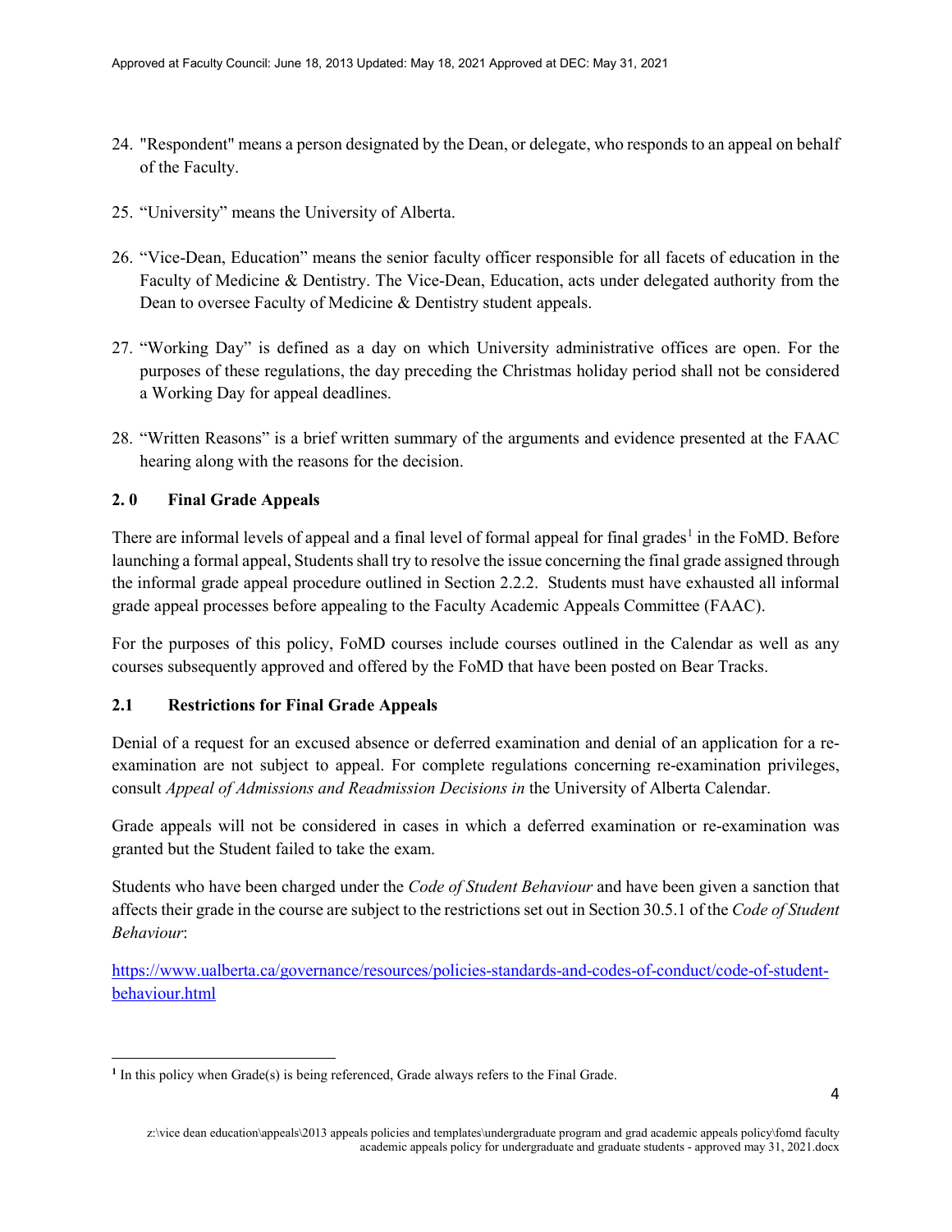24. "Respondent" means a person designated by the Dean, or delegate, who responds to an appeal on behalf of the Faculty.

25. "University" means the University of Alberta.

26. "Vice-Dean, Education" means the senior faculty officer responsible for all facets of education in the Faculty of Medicine & Dentistry. The Vice-Dean, Education, acts under delegated authority from the Dean to oversee Faculty of Medicine & Dentistry student appeals.

27. "Working Day" is defined as a day on which University administrative offices are open. For the purposes of these regulations, the day preceding the Christmas holiday period shall not be considered a Working Day for appeal deadlines.

28. "Written Reasons" is a brief written summary of the arguments and evidence presented at the FAAC hearing along with the reasons for the decision.

## 2.0 Final Grade Appeals

There are informal levels of appeal and a final level of formal appeal for final grades[1] in the FoMD. Before launching a formal appeal, Students shall try to resolve the issue concerning the final grade assigned through the informal grade appeal procedure outlined in Section 2.2.2. Students must have exhausted all informal grade appeal processes before appealing to the Faculty Academic Appeals Committee (FAAC).

For the purposes of this policy, FoMD courses include courses outlined in the Calendar as well as any courses subsequently approved and offered by the FoMD that have been posted on Bear Tracks.

### 2.1 Restrictions for Final Grade Appeals

Denial of a request for an excused absence or deferred examination and denial of an application for a re-examination are not subject to appeal. For complete regulations concerning re-examination privileges, consult *Appeal of Admissions and Readmission Decisions in* the University of Alberta Calendar.

Grade appeals will not be considered in cases in which a deferred examination or re-examination was granted but the Student failed to take the exam.

Students who have been charged under the *Code of Student Behaviour* and have been given a sanction that affects their grade in the course are subject to the restrictions set out in Section 30.5.1 of the *Code of Student Behaviour*:

https://www.ualberta.ca/governance/resources/policies-standards-and-codes-of-conduct/code-of-student-behaviour.html

[1] In this policy when Grade(s) is being referenced, Grade always refers to the Final Grade.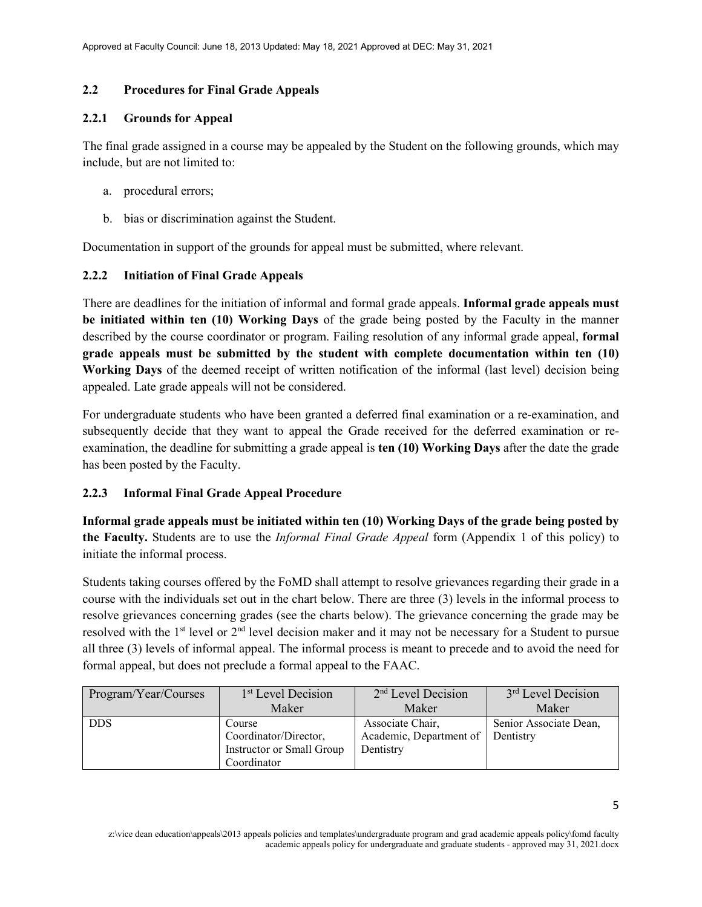### 2.2 Procedures for Final Grade Appeals

#### 2.2.1 Grounds for Appeal

The final grade assigned in a course may be appealed by the Student on the following grounds, which may include, but are not limited to:

a. procedural errors;

b. bias or discrimination against the Student.

Documentation in support of the grounds for appeal must be submitted, where relevant.

#### 2.2.2 Initiation of Final Grade Appeals

There are deadlines for the initiation of informal and formal grade appeals. **Informal grade appeals must be initiated within ten (10) Working Days** of the grade being posted by the Faculty in the manner described by the course coordinator or program. Failing resolution of any informal grade appeal, **formal grade appeals must be submitted by the student with complete documentation within ten (10) Working Days** of the deemed receipt of written notification of the informal (last level) decision being appealed. Late grade appeals will not be considered.

For undergraduate students who have been granted a deferred final examination or a re-examination, and subsequently decide that they want to appeal the Grade received for the deferred examination or re-examination, the deadline for submitting a grade appeal is **ten (10) Working Days** after the date the grade has been posted by the Faculty.

#### 2.2.3 Informal Final Grade Appeal Procedure

**Informal grade appeals must be initiated within ten (10) Working Days of the grade being posted by the Faculty.** Students are to use the *Informal Final Grade Appeal* form (Appendix 1 of this policy) to initiate the informal process.

Students taking courses offered by the FoMD shall attempt to resolve grievances regarding their grade in a course with the individuals set out in the chart below. There are three (3) levels in the informal process to resolve grievances concerning grades (see the charts below). The grievance concerning the grade may be resolved with the 1st level or 2nd level decision maker and it may not be necessary for a Student to pursue all three (3) levels of informal appeal. The informal process is meant to precede and to avoid the need for formal appeal, but does not preclude a formal appeal to the FAAC.

| Program/Year/Courses | 1st Level Decision Maker | 2nd Level Decision Maker | 3rd Level Decision Maker |
|---|---|---|---|
| DDS | Course Coordinator/Director, Instructor or Small Group Coordinator | Associate Chair, Academic, Department of Dentistry | Senior Associate Dean, Dentistry |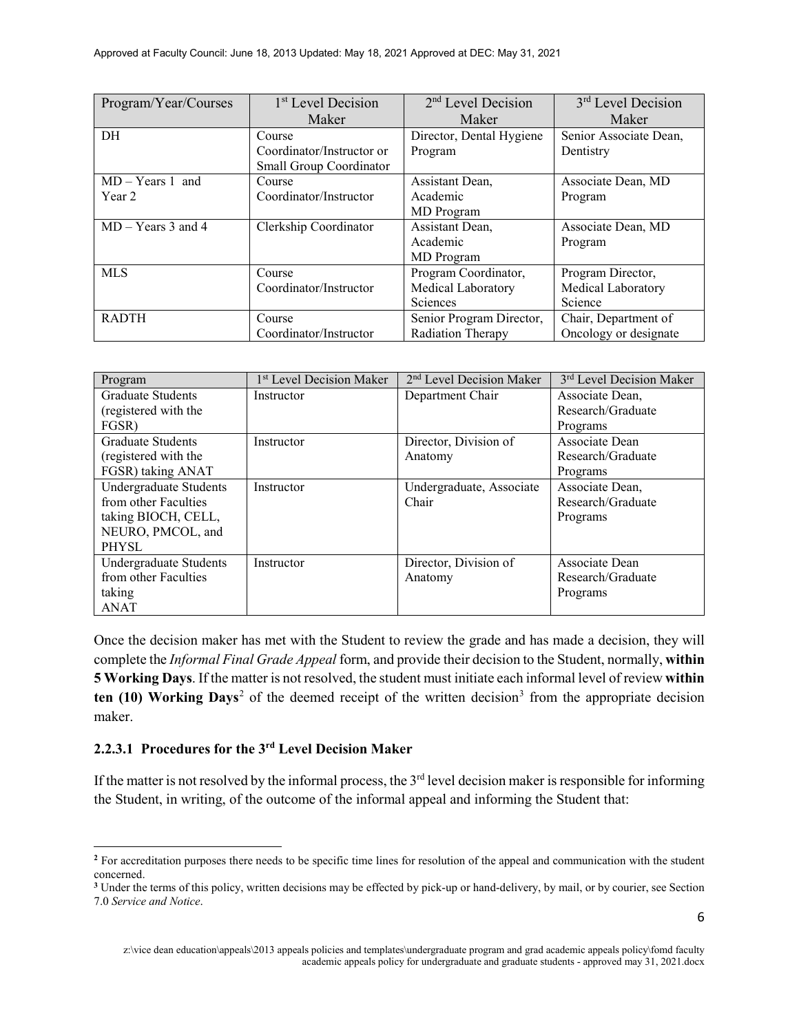| Program/Year/Courses | 1st Level Decision Maker | 2nd Level Decision Maker | 3rd Level Decision Maker |
|---|---|---|---|
| DH | Course Coordinator/Instructor or Small Group Coordinator | Director, Dental Hygiene Program | Senior Associate Dean, Dentistry |
| MD – Years 1 and Year 2 | Course Coordinator/Instructor | Assistant Dean, Academic MD Program | Associate Dean, MD Program |
| MD – Years 3 and 4 | Clerkship Coordinator | Assistant Dean, Academic MD Program | Associate Dean, MD Program |
| MLS | Course Coordinator/Instructor | Program Coordinator, Medical Laboratory Sciences | Program Director, Medical Laboratory Science |
| RADTH | Course Coordinator/Instructor | Senior Program Director, Radiation Therapy | Chair, Department of Oncology or designate |

| Program | 1st Level Decision Maker | 2nd Level Decision Maker | 3rd Level Decision Maker |
|---|---|---|---|
| Graduate Students (registered with the FGSR) | Instructor | Department Chair | Associate Dean, Research/Graduate Programs |
| Graduate Students (registered with the FGSR) taking ANAT | Instructor | Director, Division of Anatomy | Associate Dean Research/Graduate Programs |
| Undergraduate Students from other Faculties taking BIOCH, CELL, NEURO, PMCOL, and PHYSL | Instructor | Undergraduate, Associate Chair | Associate Dean, Research/Graduate Programs |
| Undergraduate Students from other Faculties taking ANAT | Instructor | Director, Division of Anatomy | Associate Dean Research/Graduate Programs |

Once the decision maker has met with the Student to review the grade and has made a decision, they will complete the *Informal Final Grade Appeal* form, and provide their decision to the Student, normally, **within 5 Working Days**. If the matter is not resolved, the student must initiate each informal level of review **within ten (10) Working Days**[2] of the deemed receipt of the written decision[3] from the appropriate decision maker.

#### 2.2.3.1 Procedures for the 3rd Level Decision Maker

If the matter is not resolved by the informal process, the 3rd level decision maker is responsible for informing the Student, in writing, of the outcome of the informal appeal and informing the Student that:

---

[2] For accreditation purposes there needs to be specific time lines for resolution of the appeal and communication with the student concerned.

[3] Under the terms of this policy, written decisions may be effected by pick-up or hand-delivery, by mail, or by courier, see Section 7.0 *Service and Notice*.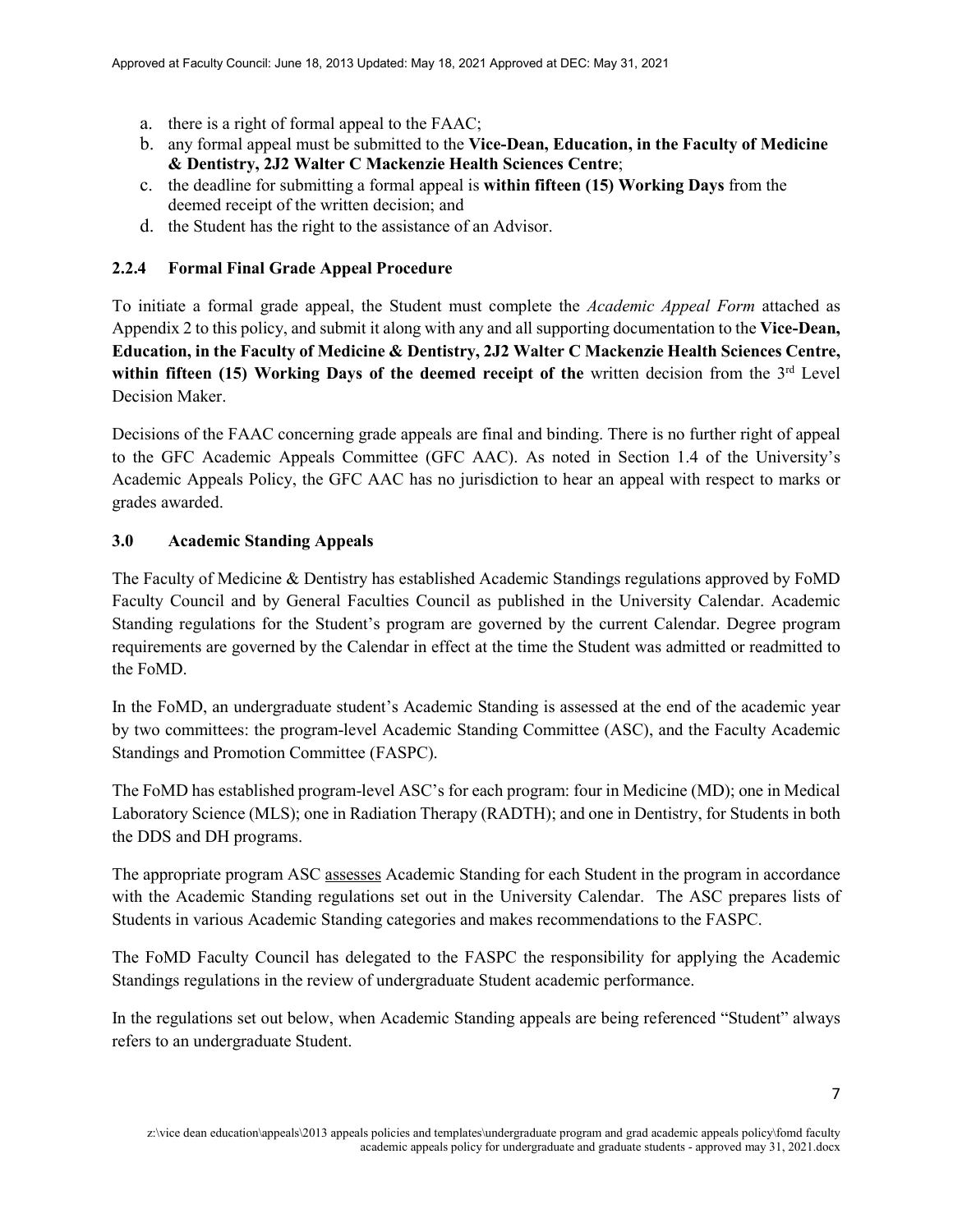a. there is a right of formal appeal to the FAAC;
b. any formal appeal must be submitted to the **Vice-Dean, Education, in the Faculty of Medicine & Dentistry, 2J2 Walter C Mackenzie Health Sciences Centre**;
c. the deadline for submitting a formal appeal is **within fifteen (15) Working Days** from the deemed receipt of the written decision; and
d. the Student has the right to the assistance of an Advisor.

### 2.2.4 Formal Final Grade Appeal Procedure

To initiate a formal grade appeal, the Student must complete the *Academic Appeal Form* attached as Appendix 2 to this policy, and submit it along with any and all supporting documentation to the **Vice-Dean, Education, in the Faculty of Medicine & Dentistry, 2J2 Walter C Mackenzie Health Sciences Centre, within fifteen (15) Working Days of the deemed receipt of the** written decision from the 3rd Level Decision Maker.

Decisions of the FAAC concerning grade appeals are final and binding. There is no further right of appeal to the GFC Academic Appeals Committee (GFC AAC). As noted in Section 1.4 of the University's Academic Appeals Policy, the GFC AAC has no jurisdiction to hear an appeal with respect to marks or grades awarded.

## 3.0 Academic Standing Appeals

The Faculty of Medicine & Dentistry has established Academic Standings regulations approved by FoMD Faculty Council and by General Faculties Council as published in the University Calendar. Academic Standing regulations for the Student's program are governed by the current Calendar. Degree program requirements are governed by the Calendar in effect at the time the Student was admitted or readmitted to the FoMD.

In the FoMD, an undergraduate student's Academic Standing is assessed at the end of the academic year by two committees: the program-level Academic Standing Committee (ASC), and the Faculty Academic Standings and Promotion Committee (FASPC).

The FoMD has established program-level ASC's for each program: four in Medicine (MD); one in Medical Laboratory Science (MLS); one in Radiation Therapy (RADTH); and one in Dentistry, for Students in both the DDS and DH programs.

The appropriate program ASC assesses Academic Standing for each Student in the program in accordance with the Academic Standing regulations set out in the University Calendar. The ASC prepares lists of Students in various Academic Standing categories and makes recommendations to the FASPC.

The FoMD Faculty Council has delegated to the FASPC the responsibility for applying the Academic Standings regulations in the review of undergraduate Student academic performance.

In the regulations set out below, when Academic Standing appeals are being referenced "Student" always refers to an undergraduate Student.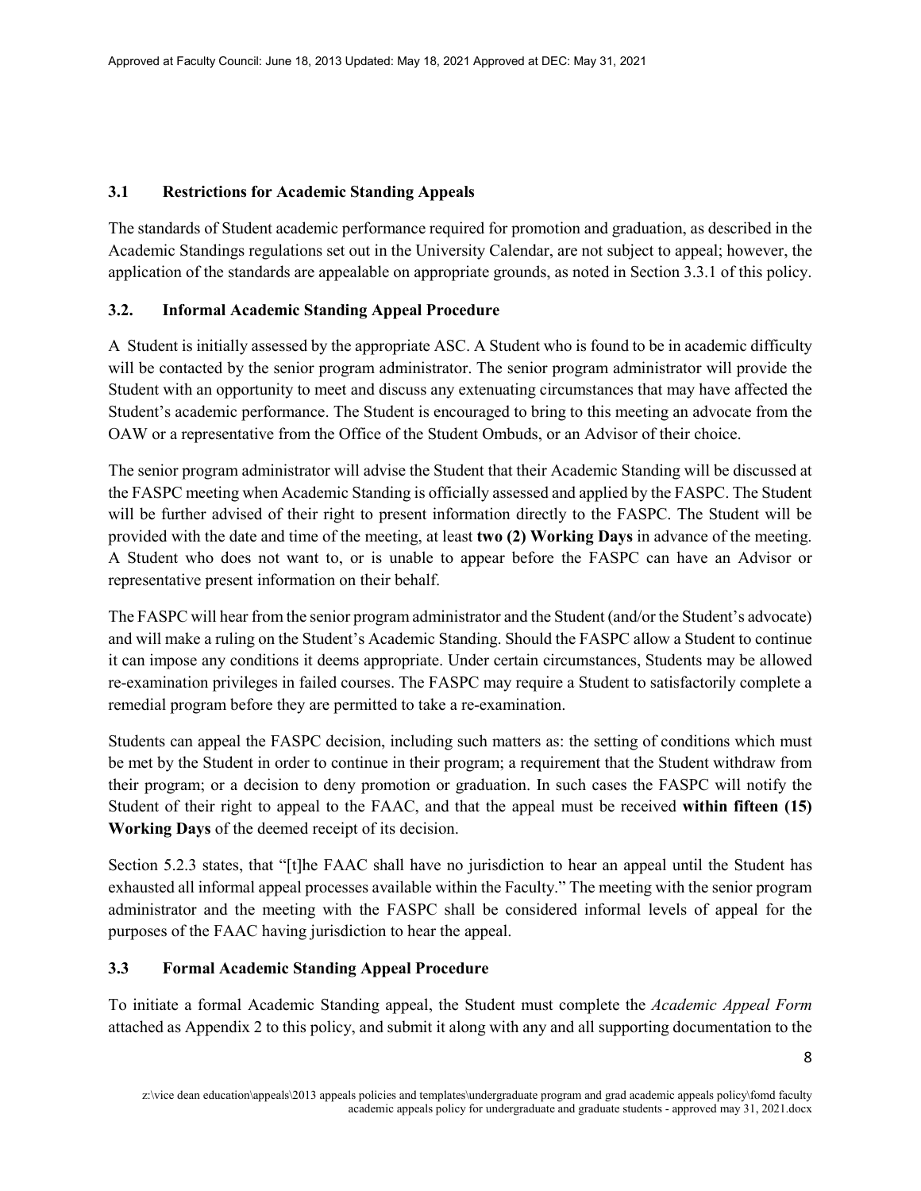### 3.1 Restrictions for Academic Standing Appeals

The standards of Student academic performance required for promotion and graduation, as described in the Academic Standings regulations set out in the University Calendar, are not subject to appeal; however, the application of the standards are appealable on appropriate grounds, as noted in Section 3.3.1 of this policy.

### 3.2. Informal Academic Standing Appeal Procedure

A Student is initially assessed by the appropriate ASC. A Student who is found to be in academic difficulty will be contacted by the senior program administrator. The senior program administrator will provide the Student with an opportunity to meet and discuss any extenuating circumstances that may have affected the Student's academic performance. The Student is encouraged to bring to this meeting an advocate from the OAW or a representative from the Office of the Student Ombuds, or an Advisor of their choice.

The senior program administrator will advise the Student that their Academic Standing will be discussed at the FASPC meeting when Academic Standing is officially assessed and applied by the FASPC. The Student will be further advised of their right to present information directly to the FASPC. The Student will be provided with the date and time of the meeting, at least **two (2) Working Days** in advance of the meeting. A Student who does not want to, or is unable to appear before the FASPC can have an Advisor or representative present information on their behalf.

The FASPC will hear from the senior program administrator and the Student (and/or the Student's advocate) and will make a ruling on the Student's Academic Standing. Should the FASPC allow a Student to continue it can impose any conditions it deems appropriate. Under certain circumstances, Students may be allowed re-examination privileges in failed courses. The FASPC may require a Student to satisfactorily complete a remedial program before they are permitted to take a re-examination.

Students can appeal the FASPC decision, including such matters as: the setting of conditions which must be met by the Student in order to continue in their program; a requirement that the Student withdraw from their program; or a decision to deny promotion or graduation. In such cases the FASPC will notify the Student of their right to appeal to the FAAC, and that the appeal must be received **within fifteen (15) Working Days** of the deemed receipt of its decision.

Section 5.2.3 states, that "[t]he FAAC shall have no jurisdiction to hear an appeal until the Student has exhausted all informal appeal processes available within the Faculty." The meeting with the senior program administrator and the meeting with the FASPC shall be considered informal levels of appeal for the purposes of the FAAC having jurisdiction to hear the appeal.

### 3.3 Formal Academic Standing Appeal Procedure

To initiate a formal Academic Standing appeal, the Student must complete the *Academic Appeal Form* attached as Appendix 2 to this policy, and submit it along with any and all supporting documentation to the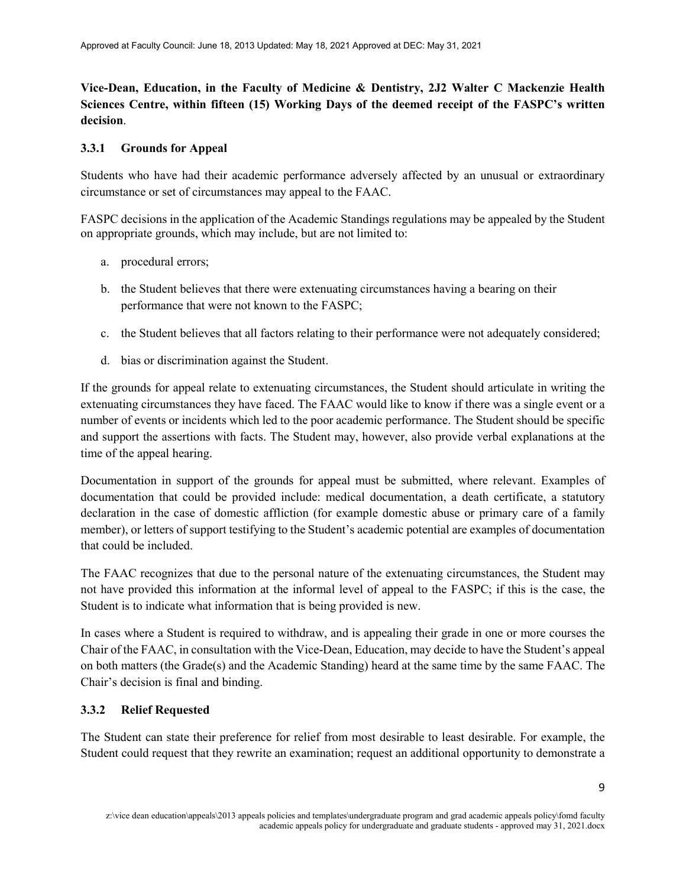**Vice-Dean, Education, in the Faculty of Medicine & Dentistry, 2J2 Walter C Mackenzie Health Sciences Centre, within fifteen (15) Working Days of the deemed receipt of the FASPC's written decision**.

### 3.3.1 Grounds for Appeal

Students who have had their academic performance adversely affected by an unusual or extraordinary circumstance or set of circumstances may appeal to the FAAC.

FASPC decisions in the application of the Academic Standings regulations may be appealed by the Student on appropriate grounds, which may include, but are not limited to:

a. procedural errors;

b. the Student believes that there were extenuating circumstances having a bearing on their performance that were not known to the FASPC;

c. the Student believes that all factors relating to their performance were not adequately considered;

d. bias or discrimination against the Student.

If the grounds for appeal relate to extenuating circumstances, the Student should articulate in writing the extenuating circumstances they have faced. The FAAC would like to know if there was a single event or a number of events or incidents which led to the poor academic performance. The Student should be specific and support the assertions with facts. The Student may, however, also provide verbal explanations at the time of the appeal hearing.

Documentation in support of the grounds for appeal must be submitted, where relevant. Examples of documentation that could be provided include: medical documentation, a death certificate, a statutory declaration in the case of domestic affliction (for example domestic abuse or primary care of a family member), or letters of support testifying to the Student's academic potential are examples of documentation that could be included.

The FAAC recognizes that due to the personal nature of the extenuating circumstances, the Student may not have provided this information at the informal level of appeal to the FASPC; if this is the case, the Student is to indicate what information that is being provided is new.

In cases where a Student is required to withdraw, and is appealing their grade in one or more courses the Chair of the FAAC, in consultation with the Vice-Dean, Education, may decide to have the Student's appeal on both matters (the Grade(s) and the Academic Standing) heard at the same time by the same FAAC. The Chair's decision is final and binding.

### 3.3.2 Relief Requested

The Student can state their preference for relief from most desirable to least desirable. For example, the Student could request that they rewrite an examination; request an additional opportunity to demonstrate a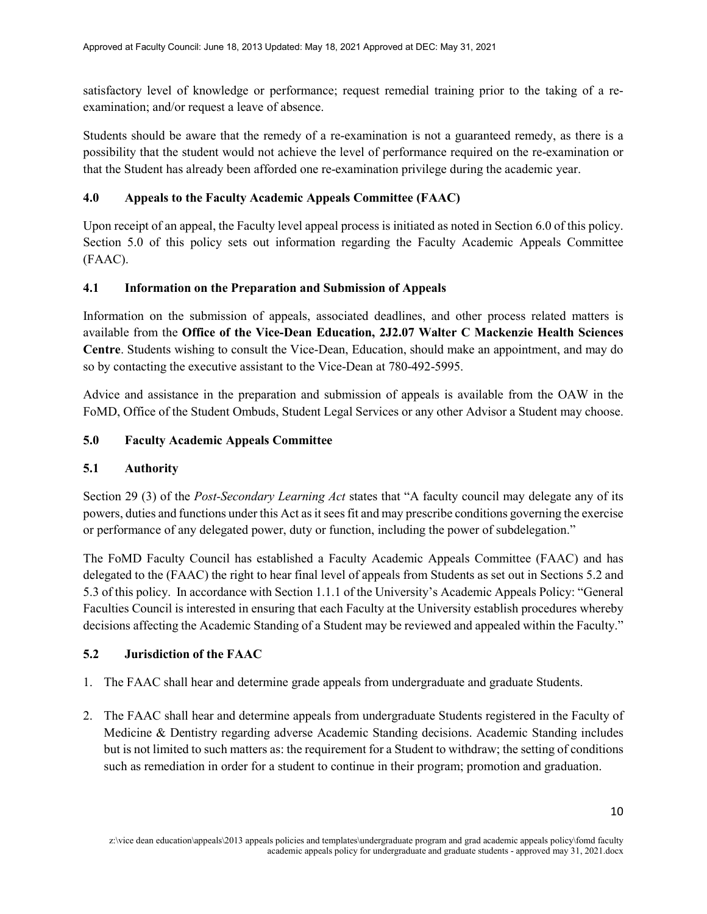satisfactory level of knowledge or performance; request remedial training prior to the taking of a re-examination; and/or request a leave of absence.

Students should be aware that the remedy of a re-examination is not a guaranteed remedy, as there is a possibility that the student would not achieve the level of performance required on the re-examination or that the Student has already been afforded one re-examination privilege during the academic year.

### 4.0 Appeals to the Faculty Academic Appeals Committee (FAAC)

Upon receipt of an appeal, the Faculty level appeal process is initiated as noted in Section 6.0 of this policy. Section 5.0 of this policy sets out information regarding the Faculty Academic Appeals Committee (FAAC).

### 4.1 Information on the Preparation and Submission of Appeals

Information on the submission of appeals, associated deadlines, and other process related matters is available from the **Office of the Vice-Dean Education, 2J2.07 Walter C Mackenzie Health Sciences Centre**. Students wishing to consult the Vice-Dean, Education, should make an appointment, and may do so by contacting the executive assistant to the Vice-Dean at 780-492-5995.

Advice and assistance in the preparation and submission of appeals is available from the OAW in the FoMD, Office of the Student Ombuds, Student Legal Services or any other Advisor a Student may choose.

### 5.0 Faculty Academic Appeals Committee

### 5.1 Authority

Section 29 (3) of the *Post-Secondary Learning Act* states that "A faculty council may delegate any of its powers, duties and functions under this Act as it sees fit and may prescribe conditions governing the exercise or performance of any delegated power, duty or function, including the power of subdelegation."

The FoMD Faculty Council has established a Faculty Academic Appeals Committee (FAAC) and has delegated to the (FAAC) the right to hear final level of appeals from Students as set out in Sections 5.2 and 5.3 of this policy. In accordance with Section 1.1.1 of the University's Academic Appeals Policy: "General Faculties Council is interested in ensuring that each Faculty at the University establish procedures whereby decisions affecting the Academic Standing of a Student may be reviewed and appealed within the Faculty."

### 5.2 Jurisdiction of the FAAC

1. The FAAC shall hear and determine grade appeals from undergraduate and graduate Students.
2. The FAAC shall hear and determine appeals from undergraduate Students registered in the Faculty of Medicine & Dentistry regarding adverse Academic Standing decisions. Academic Standing includes but is not limited to such matters as: the requirement for a Student to withdraw; the setting of conditions such as remediation in order for a student to continue in their program; promotion and graduation.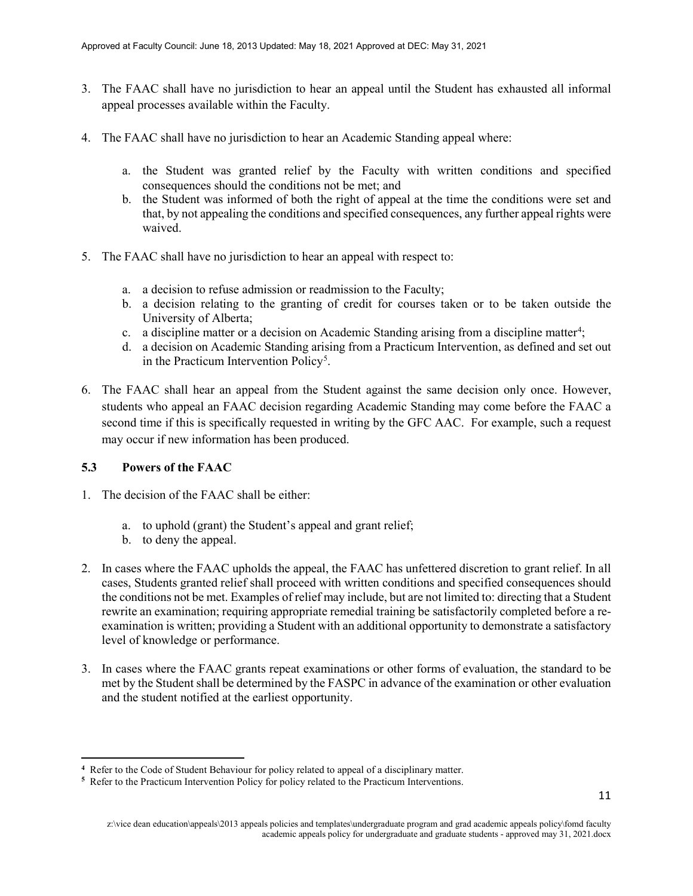3. The FAAC shall have no jurisdiction to hear an appeal until the Student has exhausted all informal appeal processes available within the Faculty.

4. The FAAC shall have no jurisdiction to hear an Academic Standing appeal where:

   a. the Student was granted relief by the Faculty with written conditions and specified consequences should the conditions not be met; and
   b. the Student was informed of both the right of appeal at the time the conditions were set and that, by not appealing the conditions and specified consequences, any further appeal rights were waived.

5. The FAAC shall have no jurisdiction to hear an appeal with respect to:

   a. a decision to refuse admission or readmission to the Faculty;
   b. a decision relating to the granting of credit for courses taken or to be taken outside the University of Alberta;
   c. a discipline matter or a decision on Academic Standing arising from a discipline matter[4];
   d. a decision on Academic Standing arising from a Practicum Intervention, as defined and set out in the Practicum Intervention Policy[5].

6. The FAAC shall hear an appeal from the Student against the same decision only once. However, students who appeal an FAAC decision regarding Academic Standing may come before the FAAC a second time if this is specifically requested in writing by the GFC AAC. For example, such a request may occur if new information has been produced.

### 5.3 Powers of the FAAC

1. The decision of the FAAC shall be either:

   a. to uphold (grant) the Student's appeal and grant relief;
   b. to deny the appeal.

2. In cases where the FAAC upholds the appeal, the FAAC has unfettered discretion to grant relief. In all cases, Students granted relief shall proceed with written conditions and specified consequences should the conditions not be met. Examples of relief may include, but are not limited to: directing that a Student rewrite an examination; requiring appropriate remedial training be satisfactorily completed before a re-examination is written; providing a Student with an additional opportunity to demonstrate a satisfactory level of knowledge or performance.

3. In cases where the FAAC grants repeat examinations or other forms of evaluation, the standard to be met by the Student shall be determined by the FASPC in advance of the examination or other evaluation and the student notified at the earliest opportunity.

---

[4] Refer to the Code of Student Behaviour for policy related to appeal of a disciplinary matter.

[5] Refer to the Practicum Intervention Policy for policy related to the Practicum Interventions.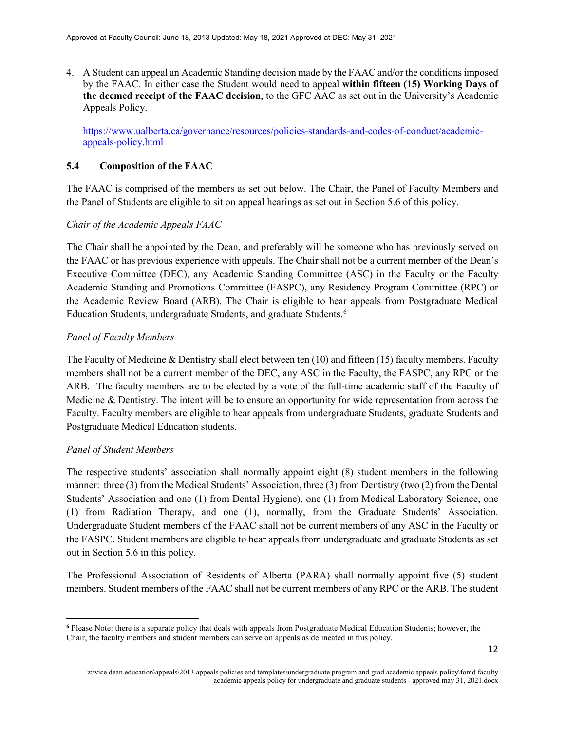4. A Student can appeal an Academic Standing decision made by the FAAC and/or the conditions imposed by the FAAC. In either case the Student would need to appeal **within fifteen (15) Working Days of the deemed receipt of the FAAC decision**, to the GFC AAC as set out in the University's Academic Appeals Policy.

   https://www.ualberta.ca/governance/resources/policies-standards-and-codes-of-conduct/academic-appeals-policy.html

### 5.4 Composition of the FAAC

The FAAC is comprised of the members as set out below. The Chair, the Panel of Faculty Members and the Panel of Students are eligible to sit on appeal hearings as set out in Section 5.6 of this policy.

*Chair of the Academic Appeals FAAC*

The Chair shall be appointed by the Dean, and preferably will be someone who has previously served on the FAAC or has previous experience with appeals. The Chair shall not be a current member of the Dean's Executive Committee (DEC), any Academic Standing Committee (ASC) in the Faculty or the Faculty Academic Standing and Promotions Committee (FASPC), any Residency Program Committee (RPC) or the Academic Review Board (ARB). The Chair is eligible to hear appeals from Postgraduate Medical Education Students, undergraduate Students, and graduate Students.[6]

*Panel of Faculty Members*

The Faculty of Medicine & Dentistry shall elect between ten (10) and fifteen (15) faculty members. Faculty members shall not be a current member of the DEC, any ASC in the Faculty, the FASPC, any RPC or the ARB. The faculty members are to be elected by a vote of the full-time academic staff of the Faculty of Medicine & Dentistry. The intent will be to ensure an opportunity for wide representation from across the Faculty. Faculty members are eligible to hear appeals from undergraduate Students, graduate Students and Postgraduate Medical Education students.

*Panel of Student Members*

The respective students' association shall normally appoint eight (8) student members in the following manner: three (3) from the Medical Students' Association, three (3) from Dentistry (two (2) from the Dental Students' Association and one (1) from Dental Hygiene), one (1) from Medical Laboratory Science, one (1) from Radiation Therapy, and one (1), normally, from the Graduate Students' Association. Undergraduate Student members of the FAAC shall not be current members of any ASC in the Faculty or the FASPC. Student members are eligible to hear appeals from undergraduate and graduate Students as set out in Section 5.6 in this policy.

The Professional Association of Residents of Alberta (PARA) shall normally appoint five (5) student members. Student members of the FAAC shall not be current members of any RPC or the ARB. The student

---

[6] Please Note: there is a separate policy that deals with appeals from Postgraduate Medical Education Students; however, the Chair, the faculty members and student members can serve on appeals as delineated in this policy.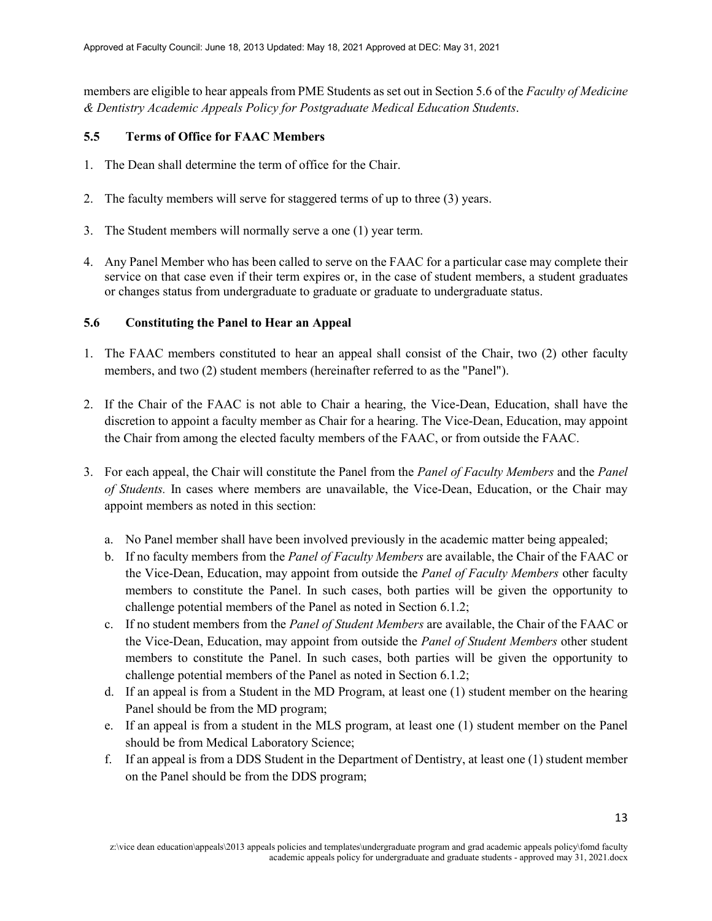members are eligible to hear appeals from PME Students as set out in Section 5.6 of the *Faculty of Medicine & Dentistry Academic Appeals Policy for Postgraduate Medical Education Students*.

### 5.5 Terms of Office for FAAC Members

1. The Dean shall determine the term of office for the Chair.

2. The faculty members will serve for staggered terms of up to three (3) years.

3. The Student members will normally serve a one (1) year term.

4. Any Panel Member who has been called to serve on the FAAC for a particular case may complete their service on that case even if their term expires or, in the case of student members, a student graduates or changes status from undergraduate to graduate or graduate to undergraduate status.

### 5.6 Constituting the Panel to Hear an Appeal

1. The FAAC members constituted to hear an appeal shall consist of the Chair, two (2) other faculty members, and two (2) student members (hereinafter referred to as the "Panel").

2. If the Chair of the FAAC is not able to Chair a hearing, the Vice-Dean, Education, shall have the discretion to appoint a faculty member as Chair for a hearing. The Vice-Dean, Education, may appoint the Chair from among the elected faculty members of the FAAC, or from outside the FAAC.

3. For each appeal, the Chair will constitute the Panel from the *Panel of Faculty Members* and the *Panel of Students.* In cases where members are unavailable, the Vice-Dean, Education, or the Chair may appoint members as noted in this section:

   a. No Panel member shall have been involved previously in the academic matter being appealed;
   b. If no faculty members from the *Panel of Faculty Members* are available, the Chair of the FAAC or the Vice-Dean, Education, may appoint from outside the *Panel of Faculty Members* other faculty members to constitute the Panel. In such cases, both parties will be given the opportunity to challenge potential members of the Panel as noted in Section 6.1.2;
   c. If no student members from the *Panel of Student Members* are available, the Chair of the FAAC or the Vice-Dean, Education, may appoint from outside the *Panel of Student Members* other student members to constitute the Panel. In such cases, both parties will be given the opportunity to challenge potential members of the Panel as noted in Section 6.1.2;
   d. If an appeal is from a Student in the MD Program, at least one (1) student member on the hearing Panel should be from the MD program;
   e. If an appeal is from a student in the MLS program, at least one (1) student member on the Panel should be from Medical Laboratory Science;
   f. If an appeal is from a DDS Student in the Department of Dentistry, at least one (1) student member on the Panel should be from the DDS program;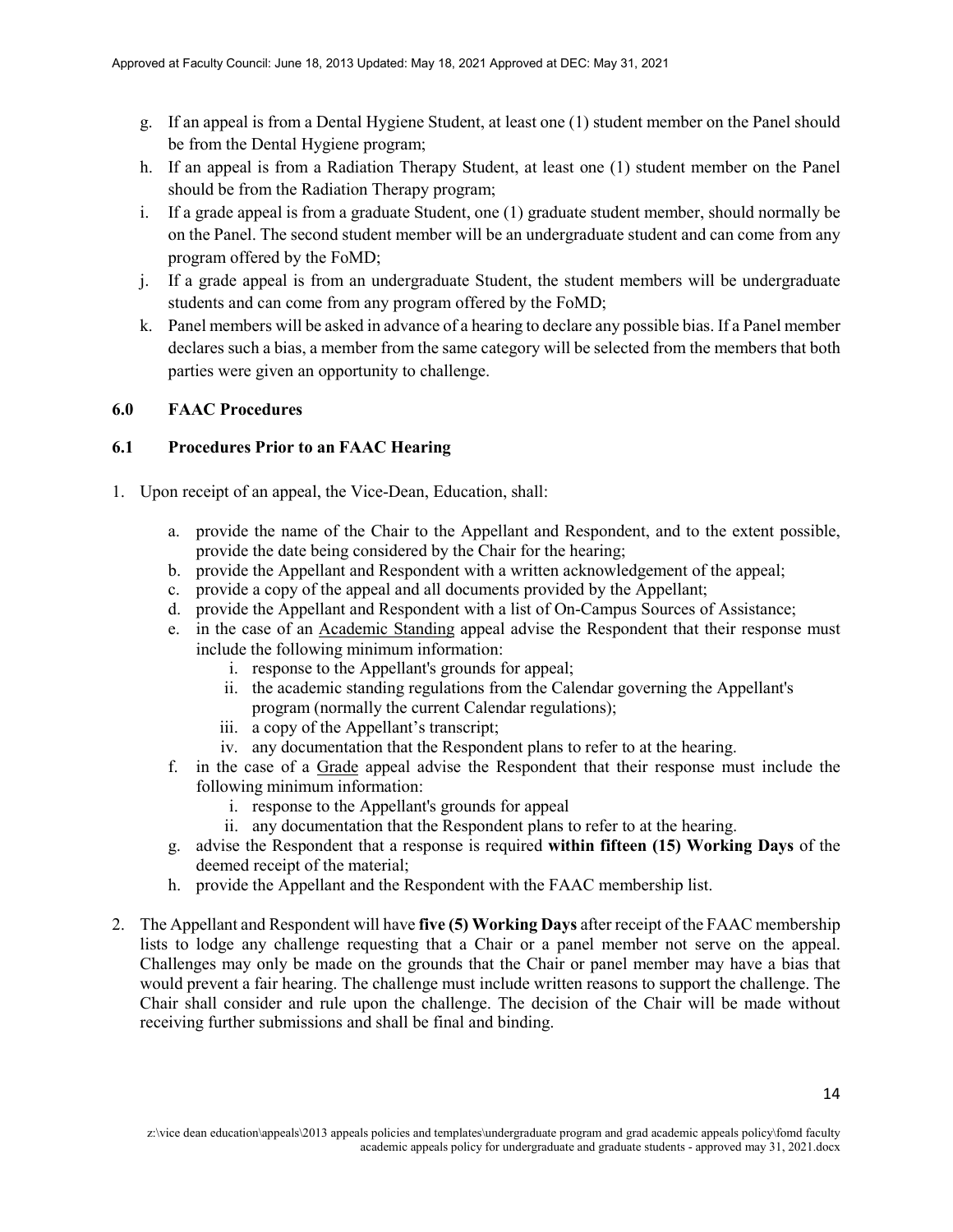g. If an appeal is from a Dental Hygiene Student, at least one (1) student member on the Panel should be from the Dental Hygiene program;
h. If an appeal is from a Radiation Therapy Student, at least one (1) student member on the Panel should be from the Radiation Therapy program;
i. If a grade appeal is from a graduate Student, one (1) graduate student member, should normally be on the Panel. The second student member will be an undergraduate student and can come from any program offered by the FoMD;
j. If a grade appeal is from an undergraduate Student, the student members will be undergraduate students and can come from any program offered by the FoMD;
k. Panel members will be asked in advance of a hearing to declare any possible bias. If a Panel member declares such a bias, a member from the same category will be selected from the members that both parties were given an opportunity to challenge.

## 6.0 FAAC Procedures

### 6.1 Procedures Prior to an FAAC Hearing

1. Upon receipt of an appeal, the Vice-Dean, Education, shall:
    a. provide the name of the Chair to the Appellant and Respondent, and to the extent possible, provide the date being considered by the Chair for the hearing;
    b. provide the Appellant and Respondent with a written acknowledgement of the appeal;
    c. provide a copy of the appeal and all documents provided by the Appellant;
    d. provide the Appellant and Respondent with a list of On-Campus Sources of Assistance;
    e. in the case of an Academic Standing appeal advise the Respondent that their response must include the following minimum information:
        i. response to the Appellant's grounds for appeal;
        ii. the academic standing regulations from the Calendar governing the Appellant's program (normally the current Calendar regulations);
        iii. a copy of the Appellant's transcript;
        iv. any documentation that the Respondent plans to refer to at the hearing.
    f. in the case of a Grade appeal advise the Respondent that their response must include the following minimum information:
        i. response to the Appellant's grounds for appeal
        ii. any documentation that the Respondent plans to refer to at the hearing.
    g. advise the Respondent that a response is required **within fifteen (15) Working Days** of the deemed receipt of the material;
    h. provide the Appellant and the Respondent with the FAAC membership list.

2. The Appellant and Respondent will have **five (5) Working Days** after receipt of the FAAC membership lists to lodge any challenge requesting that a Chair or a panel member not serve on the appeal. Challenges may only be made on the grounds that the Chair or panel member may have a bias that would prevent a fair hearing. The challenge must include written reasons to support the challenge. The Chair shall consider and rule upon the challenge. The decision of the Chair will be made without receiving further submissions and shall be final and binding.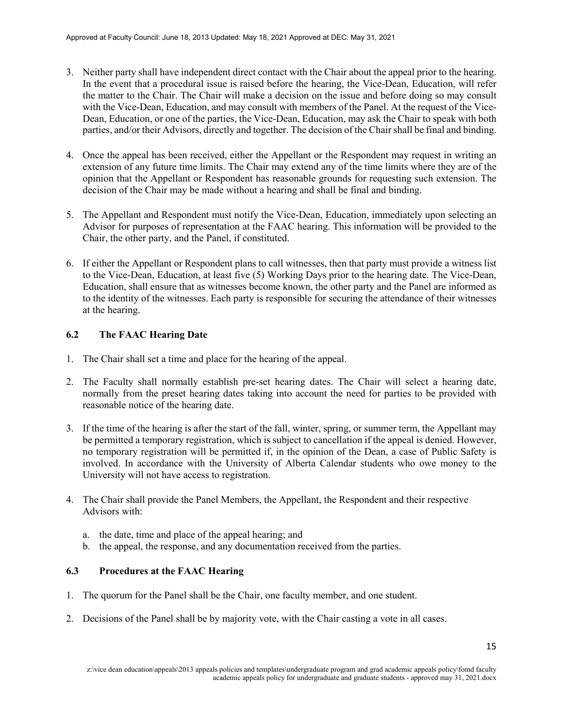3. Neither party shall have independent direct contact with the Chair about the appeal prior to the hearing. In the event that a procedural issue is raised before the hearing, the Vice-Dean, Education, will refer the matter to the Chair. The Chair will make a decision on the issue and before doing so may consult with the Vice-Dean, Education, and may consult with members of the Panel. At the request of the Vice-Dean, Education, or one of the parties, the Vice-Dean, Education, may ask the Chair to speak with both parties, and/or their Advisors, directly and together. The decision of the Chair shall be final and binding.

4. Once the appeal has been received, either the Appellant or the Respondent may request in writing an extension of any future time limits. The Chair may extend any of the time limits where they are of the opinion that the Appellant or Respondent has reasonable grounds for requesting such extension. The decision of the Chair may be made without a hearing and shall be final and binding.

5. The Appellant and Respondent must notify the Vice-Dean, Education, immediately upon selecting an Advisor for purposes of representation at the FAAC hearing. This information will be provided to the Chair, the other party, and the Panel, if constituted.

6. If either the Appellant or Respondent plans to call witnesses, then that party must provide a witness list to the Vice-Dean, Education, at least five (5) Working Days prior to the hearing date. The Vice-Dean, Education, shall ensure that as witnesses become known, the other party and the Panel are informed as to the identity of the witnesses. Each party is responsible for securing the attendance of their witnesses at the hearing.

### 6.2 The FAAC Hearing Date

1. The Chair shall set a time and place for the hearing of the appeal.

2. The Faculty shall normally establish pre-set hearing dates. The Chair will select a hearing date, normally from the preset hearing dates taking into account the need for parties to be provided with reasonable notice of the hearing date.

3. If the time of the hearing is after the start of the fall, winter, spring, or summer term, the Appellant may be permitted a temporary registration, which is subject to cancellation if the appeal is denied. However, no temporary registration will be permitted if, in the opinion of the Dean, a case of Public Safety is involved. In accordance with the University of Alberta Calendar students who owe money to the University will not have access to registration.

4. The Chair shall provide the Panel Members, the Appellant, the Respondent and their respective Advisors with:

   a. the date, time and place of the appeal hearing; and
   b. the appeal, the response, and any documentation received from the parties.

### 6.3 Procedures at the FAAC Hearing

1. The quorum for the Panel shall be the Chair, one faculty member, and one student.

2. Decisions of the Panel shall be by majority vote, with the Chair casting a vote in all cases.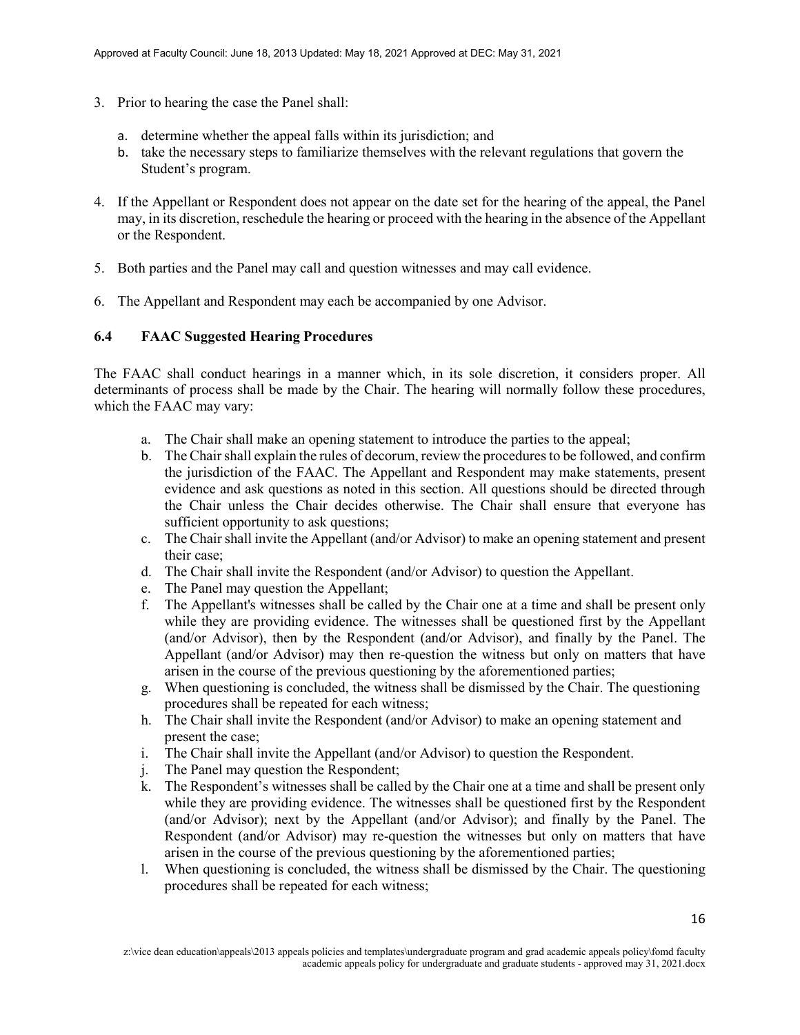3. Prior to hearing the case the Panel shall:

    a. determine whether the appeal falls within its jurisdiction; and
    b. take the necessary steps to familiarize themselves with the relevant regulations that govern the Student's program.

4. If the Appellant or Respondent does not appear on the date set for the hearing of the appeal, the Panel may, in its discretion, reschedule the hearing or proceed with the hearing in the absence of the Appellant or the Respondent.

5. Both parties and the Panel may call and question witnesses and may call evidence.

6. The Appellant and Respondent may each be accompanied by one Advisor.

### 6.4 FAAC Suggested Hearing Procedures

The FAAC shall conduct hearings in a manner which, in its sole discretion, it considers proper. All determinants of process shall be made by the Chair. The hearing will normally follow these procedures, which the FAAC may vary:

a. The Chair shall make an opening statement to introduce the parties to the appeal;
b. The Chair shall explain the rules of decorum, review the procedures to be followed, and confirm the jurisdiction of the FAAC. The Appellant and Respondent may make statements, present evidence and ask questions as noted in this section. All questions should be directed through the Chair unless the Chair decides otherwise. The Chair shall ensure that everyone has sufficient opportunity to ask questions;
c. The Chair shall invite the Appellant (and/or Advisor) to make an opening statement and present their case;
d. The Chair shall invite the Respondent (and/or Advisor) to question the Appellant.
e. The Panel may question the Appellant;
f. The Appellant's witnesses shall be called by the Chair one at a time and shall be present only while they are providing evidence. The witnesses shall be questioned first by the Appellant (and/or Advisor), then by the Respondent (and/or Advisor), and finally by the Panel. The Appellant (and/or Advisor) may then re-question the witness but only on matters that have arisen in the course of the previous questioning by the aforementioned parties;
g. When questioning is concluded, the witness shall be dismissed by the Chair. The questioning procedures shall be repeated for each witness;
h. The Chair shall invite the Respondent (and/or Advisor) to make an opening statement and present the case;
i. The Chair shall invite the Appellant (and/or Advisor) to question the Respondent.
j. The Panel may question the Respondent;
k. The Respondent's witnesses shall be called by the Chair one at a time and shall be present only while they are providing evidence. The witnesses shall be questioned first by the Respondent (and/or Advisor); next by the Appellant (and/or Advisor); and finally by the Panel. The Respondent (and/or Advisor) may re-question the witnesses but only on matters that have arisen in the course of the previous questioning by the aforementioned parties;
l. When questioning is concluded, the witness shall be dismissed by the Chair. The questioning procedures shall be repeated for each witness;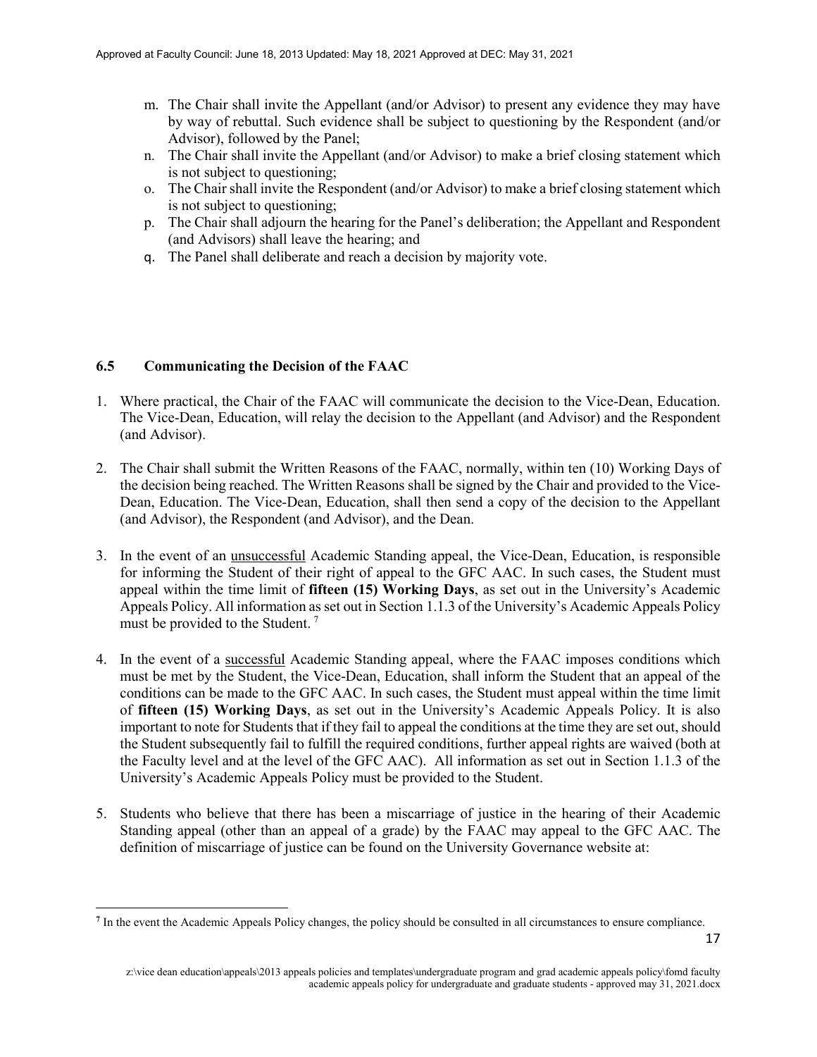m. The Chair shall invite the Appellant (and/or Advisor) to present any evidence they may have by way of rebuttal. Such evidence shall be subject to questioning by the Respondent (and/or Advisor), followed by the Panel;

n. The Chair shall invite the Appellant (and/or Advisor) to make a brief closing statement which is not subject to questioning;

o. The Chair shall invite the Respondent (and/or Advisor) to make a brief closing statement which is not subject to questioning;

p. The Chair shall adjourn the hearing for the Panel's deliberation; the Appellant and Respondent (and Advisors) shall leave the hearing; and

q. The Panel shall deliberate and reach a decision by majority vote.

### 6.5 Communicating the Decision of the FAAC

1. Where practical, the Chair of the FAAC will communicate the decision to the Vice-Dean, Education. The Vice-Dean, Education, will relay the decision to the Appellant (and Advisor) and the Respondent (and Advisor).

2. The Chair shall submit the Written Reasons of the FAAC, normally, within ten (10) Working Days of the decision being reached. The Written Reasons shall be signed by the Chair and provided to the Vice-Dean, Education. The Vice-Dean, Education, shall then send a copy of the decision to the Appellant (and Advisor), the Respondent (and Advisor), and the Dean.

3. In the event of an unsuccessful Academic Standing appeal, the Vice-Dean, Education, is responsible for informing the Student of their right of appeal to the GFC AAC. In such cases, the Student must appeal within the time limit of **fifteen (15) Working Days**, as set out in the University's Academic Appeals Policy. All information as set out in Section 1.1.3 of the University's Academic Appeals Policy must be provided to the Student. [7]

4. In the event of a successful Academic Standing appeal, where the FAAC imposes conditions which must be met by the Student, the Vice-Dean, Education, shall inform the Student that an appeal of the conditions can be made to the GFC AAC. In such cases, the Student must appeal within the time limit of **fifteen (15) Working Days**, as set out in the University's Academic Appeals Policy. It is also important to note for Students that if they fail to appeal the conditions at the time they are set out, should the Student subsequently fail to fulfill the required conditions, further appeal rights are waived (both at the Faculty level and at the level of the GFC AAC). All information as set out in Section 1.1.3 of the University's Academic Appeals Policy must be provided to the Student.

5. Students who believe that there has been a miscarriage of justice in the hearing of their Academic Standing appeal (other than an appeal of a grade) by the FAAC may appeal to the GFC AAC. The definition of miscarriage of justice can be found on the University Governance website at:

[7] In the event the Academic Appeals Policy changes, the policy should be consulted in all circumstances to ensure compliance.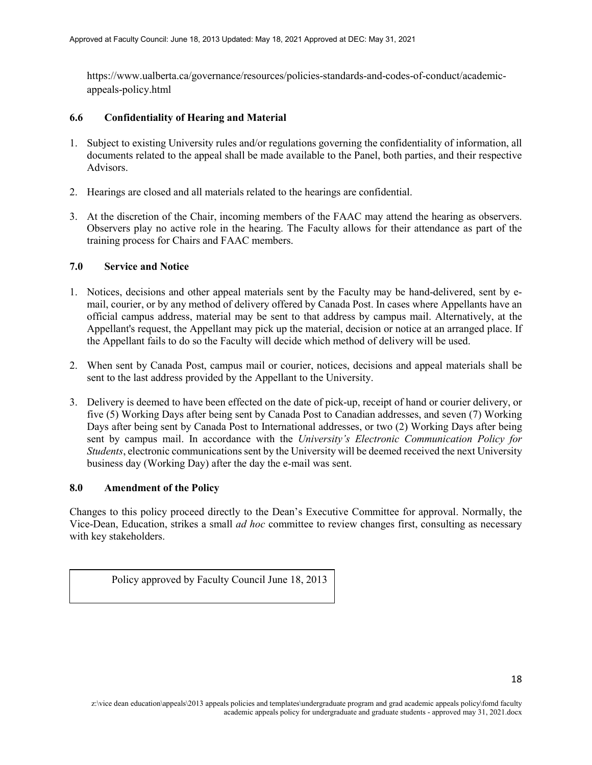https://www.ualberta.ca/governance/resources/policies-standards-and-codes-of-conduct/academic-appeals-policy.html

### 6.6 Confidentiality of Hearing and Material

1. Subject to existing University rules and/or regulations governing the confidentiality of information, all documents related to the appeal shall be made available to the Panel, both parties, and their respective Advisors.

2. Hearings are closed and all materials related to the hearings are confidential.

3. At the discretion of the Chair, incoming members of the FAAC may attend the hearing as observers. Observers play no active role in the hearing. The Faculty allows for their attendance as part of the training process for Chairs and FAAC members.

### 7.0 Service and Notice

1. Notices, decisions and other appeal materials sent by the Faculty may be hand-delivered, sent by e-mail, courier, or by any method of delivery offered by Canada Post. In cases where Appellants have an official campus address, material may be sent to that address by campus mail. Alternatively, at the Appellant's request, the Appellant may pick up the material, decision or notice at an arranged place. If the Appellant fails to do so the Faculty will decide which method of delivery will be used.

2. When sent by Canada Post, campus mail or courier, notices, decisions and appeal materials shall be sent to the last address provided by the Appellant to the University.

3. Delivery is deemed to have been effected on the date of pick-up, receipt of hand or courier delivery, or five (5) Working Days after being sent by Canada Post to Canadian addresses, and seven (7) Working Days after being sent by Canada Post to International addresses, or two (2) Working Days after being sent by campus mail. In accordance with the *University's Electronic Communication Policy for Students*, electronic communications sent by the University will be deemed received the next University business day (Working Day) after the day the e-mail was sent.

### 8.0 Amendment of the Policy

Changes to this policy proceed directly to the Dean's Executive Committee for approval. Normally, the Vice-Dean, Education, strikes a small *ad hoc* committee to review changes first, consulting as necessary with key stakeholders.

Policy approved by Faculty Council June 18, 2013